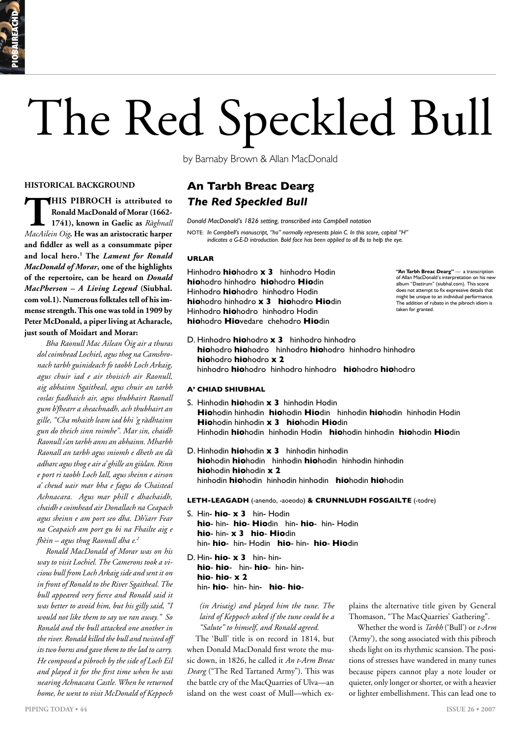# The Red Speckled Bull

by Barnaby Brown & Allan MacDonald

## HISTORICAL BACKGROUND

**THIS PIBROCH is attributed to Ronald MacDonald of Morar (1662-1741), known in Gaelic as *Ràghnall MacAilein Oig*. He was an aristocratic harper and fiddler as well as a consummate piper and local hero.[1] The *Lament for Ronald MacDonald of Morar*, one of the highlights of the repertoire, can be heard on *Donald MacPherson – A Living Legend* (Siubhal.com vol.1). Numerous folktales tell of his immense strength. This one was told in 1909 by Peter McDonald, a piper living at Acharacle, just south of Moidart and Morar:**

*Bha Raonull Mac Ailean Òig air a thuras dol coimhead Lochiel, agus thog na Camshronach tarbh guinideach fo taobh Loch Arkaig, agus chuir iad e air thoisich air Raonull, aig abhainn Sgaitheal, agus chuir an tarbh coslas fiadhaich air, agus thubhairt Raonall gum b'fhearr a sheachnadh, ach thubhairt an gille, "Cha mhaith leam iad bhi 'g ràdhtainn gun do theich sinn roimhe". Mar sin, chaidh Raonull s'an tarbh anns an abhainn. Mharbh Raonall an tarbh agus sniomh e dheth an dà adharc agus thog e air a' ghille an giùlan. Rinn e port ri taobh Loch Iall, agus sheinn e airson a' cheud uair mar bha e fagus do Chaisteal Achnacara. Agus mar phill e dhachaidh, chaidh e coimhead air Donallach na Ceapach agus sheinn e am port seo dha. Dh'iarr Fear na Ceapaich am port gu bi na Fhailte aig e fhèin – agus thug Raonull dha e.[2]*

*Ronald MacDonald of Morar was on his way to visit Lochiel. The Camerons took a vicious bull from Loch Arkaig side and sent it on in front of Ronald to the River Sgaitheal. The bull appeared very fierce and Ronald said it was better to avoid him, but his gilly said, "I would not like them to say we ran away." So Ronald and the bull attacked one another in the river. Ronald killed the bull and twisted off its two horns and gave them to the lad to carry. He composed a pibroch by the side of Loch Eil and played it for the first time when he was nearing Achnacara Castle. When he returned home, he went to visit McDonald of Keppoch (in Arisaig) and played him the tune. The laird of Keppoch asked if the tune could be a "Salute" to himself, and Ronald agreed.*

The 'Bull' title is on record in 1814, but when Donald MacDonald first wrote the music down, in 1826, he called it *An t-Arm Breac Dearg* ("The Red Tartaned Army"). This was the battle cry of the MacQuarries of Ulva—an island on the west coast of Mull—which explains the alternative title given by General Thomason, "The MacQuarries' Gathering".

Whether the word is *Tarbh* ('Bull') or *t-Arm* ('Army'), the song associated with this pibroch sheds light on its rhythmic scansion. The positions of stresses have wandered in many tunes because pipers cannot play a note louder or quieter, only longer or shorter, or with a heavier or lighter embellishment. This can lead one to

## An Tarbh Breac Dearg
## *The Red Speckled Bull*

*Donald MacDonald's 1826 setting, transcribed into Campbell notation*

NOTE: *In Campbell's manuscript, "ho" normally represents plain C. In this score, capital "H" indicates a G-E-D introduction. Bold face has been applied to all Bs to help the eye.*

**"An Tarbh Breac Dearg"** — a transcription of Allan MacDonald's interpretation on his new album "Dastirum" (siubhal.com). This score does not attempt to fix expressive details that might be unique to an individual performance. The addition of rubato in the pibroch idiom is taken for granted.

### URLAR

Hinhodro **hio**hodro **x 3** hinhodro Hodin
**hio**hodro hinhodro **hio**hodro **Hio**din
Hinhodro **hio**hodro hinhodro Hodin
**hio**hodro hinhodro **x 3** **hio**hodro **Hio**din
Hinhodro **hio**hodro hinhodro Hodin
**hio**hodro **Hio**vedare chehodro **Hio**din

D. Hinhodro **hio**hodro **x 3** hinhodro hinhodro
**hio**hodro **hio**hodro hinhodro **hio**hodro hinhodro hinhodro
**hio**hodro **hio**hodro **x 2**
hinhodro **hio**hodro hinhodro hinhodro **hio**hodro **hio**hodro

### A' CHIAD SHIUBHAL

S. Hinhodin **hio**hodin **x 3** hinhodin Hodin
**Hio**hodin hinhodin **hio**hodin **Hio**din hinhodin **hio**hodin hinhodin Hodin
**Hio**hodin hinhodin **x 3** **hio**hodin **Hio**din
Hinhodin **hio**hodin hinhodin Hodin **hio**hodin hinhodin **hio**hodin **Hio**din

D. Hinhodin **hio**hodin **x 3** hinhodin hinhodin
**hio**hodin **hio**hodin hinhodin **hio**hodin hinhodin hinhodin
**hio**hodin **hio**hodin **x 2**
hinhodin **hio**hodin hinhodin hinhodin **hio**hodin **hio**hodin

### LETH-LEAGADH (-anendo, -aoeodo) & CRUNNLUDH FOSGAILTE (-todre)

S. Hin- **hio**- **x 3** hin- Hodin
**hio**- hin- **hio**- **Hio**din hin- **hio**- hin- Hodin
**hio**- hin- **x 3** **hio**- **Hio**din
hin- **hio**- hin- Hodin **hio**- hin- **hio**- **Hio**din

D. Hin- **hio**- **x 3** hin- hin-
**hio**- **hio**- hin- **hio**- hin- hin-
**hio**- **hio**- **x 2**
hin- **hio**- hin- hin- **hio**- **hio**-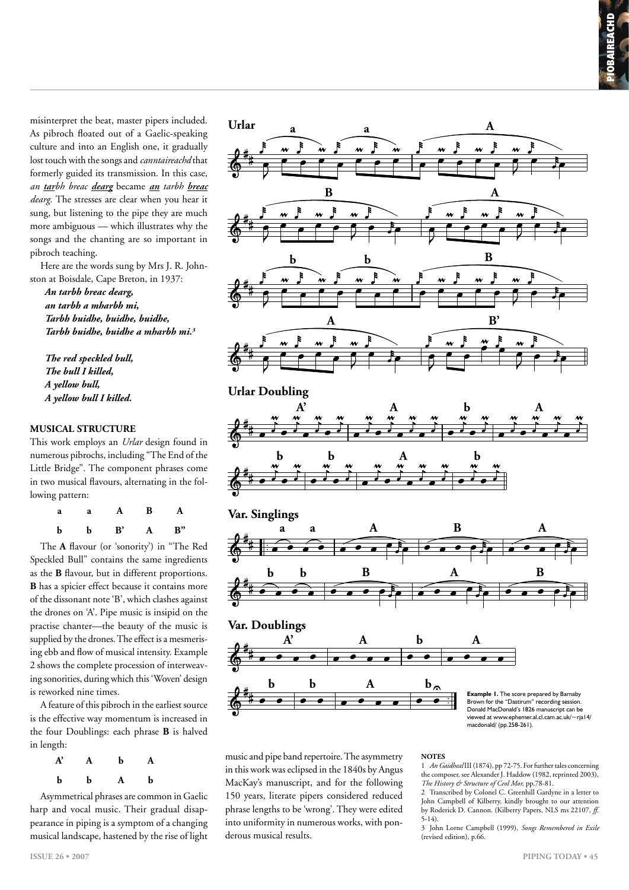misinterpret the beat, master pipers included. As pibroch floated out of a Gaelic-speaking culture and into an English one, it gradually lost touch with the songs and *canntaireachd* that formerly guided its transmission. In this case, *an **tarbh** breac **dearg*** became ***an** tarbh **breac** dearg*. The stresses are clear when you hear it sung, but listening to the pipe they are much more ambiguous — which illustrates why the songs and the chanting are so important in pibroch teaching.

Here are the words sung by Mrs J. R. Johnston at Boisdale, Cape Breton, in 1937:

***An tarbh breac dearg,***
***an tarbh a mharbh mi,***
***Tarbh buidhe, buidhe, buidhe,***
***Tarbh buidhe, buidhe a mharbh mi.***[3]

***The red speckled bull,***
***The bull I killed,***
***A yellow bull,***
***A yellow bull I killed.***

## MUSICAL STRUCTURE

This work employs an *Urlar* design found in numerous pibrochs, including "The End of the Little Bridge". The component phrases come in two musical flavours, alternating in the following pattern:

| | | | | |
|---|---|---|---|---|
| **a** | **a** | **A** | **B** | **A** |
| **b** | **b** | **B'** | **A** | **B"** |

The **A** flavour (or 'sonority') in "The Red Speckled Bull" contains the same ingredients as the **B** flavour, but in different proportions. **B** has a spicier effect because it contains more of the dissonant note 'B', which clashes against the drones on 'A'. Pipe music is insipid on the practise chanter—the beauty of the music is supplied by the drones. The effect is a mesmerising ebb and flow of musical intensity. Example 2 shows the complete procession of interweaving sonorities, during which this 'Woven' design is reworked nine times.

A feature of this pibroch in the earliest source is the effective way momentum is increased in the four Doublings: each phrase **B** is halved in length:

| | | | |
|---|---|---|---|
| **A'** | **A** | **b** | **A** |
| **b** | **b** | **A** | **b** |

Asymmetrical phrases are common in Gaelic harp and vocal music. Their gradual disappearance in piping is a symptom of a changing musical landscape, hastened by the rise of light music and pipe band repertoire. The asymmetry in this work was eclipsed in the 1840s by Angus MacKay's manuscript, and for the following 150 years, literate pipers considered reduced phrase lengths to be 'wrong'. They were edited into uniformity in numerous works, with ponderous musical results.

Urlar

Urlar Doubling

Var. Singlings

Var. Doublings

**Example 1.** The score prepared by Barnaby Brown for the "Dastirum" recording session. Donald MacDonald's 1826 manuscript can be viewed at www.ephemer.al.cl.cam.ac.uk/~rja14/macdonald/ (pp.258-261).

**NOTES**

1 *An Gaidheal* III (1874), pp 72-75. For further tales concerning the composer, see Alexander J. Haddow (1982, reprinted 2003), *The History & Structure of Ceol Mor*, pp.78-81.

2 Transcribed by Colonel C. Greenhill Gardyne in a letter to John Campbell of Kilberry, kindly brought to our attention by Roderick D. Cannon. (Kilberry Papers, NLS ms 22107, *ff.* 5-14).

3 John Lorne Campbell (1999), *Songs Remembered in Exile* (revised edition), p.66.